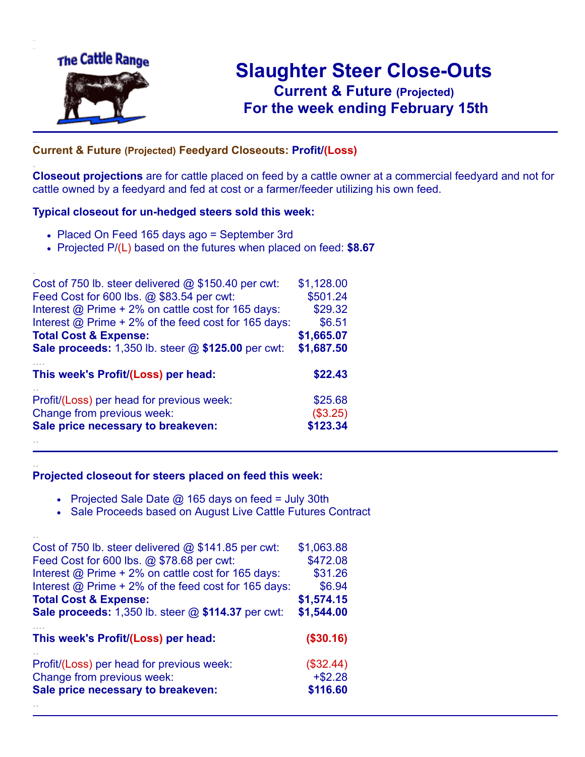The Cattle Range

# Slaughter Steer Close-Outs

## Current & Future (Projected)

## For the week ending February 15th

### Current & Future (Projected) Feedyard Closeouts: Profit/(Loss)

**Closeout projections** are for cattle placed on feed by a cattle owner at a commercial feedyard and not for cattle owned by a feedyard and fed at cost or a farmer/feeder utilizing his own feed.

**Typical closeout for un-hedged steers sold this week:**

- Placed On Feed 165 days ago = September 3rd
- Projected P/(L) based on the futures when placed on feed: **$8.67**

| | |
|---|---|
| Cost of 750 lb. steer delivered @ $150.40 per cwt: | $1,128.00 |
| Feed Cost for 600 lbs. @ $83.54 per cwt: | $501.24 |
| Interest @ Prime + 2% on cattle cost for 165 days: | $29.32 |
| Interest @ Prime + 2% of the feed cost for 165 days: | $6.51 |
| **Total Cost & Expense:** | **$1,665.07** |
| **Sale proceeds:** 1,350 lb. steer @ **$125.00** per cwt: | **$1,687.50** |
| **This week's Profit/(Loss) per head:** | **$22.43** |
| Profit/(Loss) per head for previous week: | $25.68 |
| Change from previous week: | ($3.25) |
| **Sale price necessary to breakeven:** | **$123.34** |

**Projected closeout for steers placed on feed this week:**

- Projected Sale Date @ 165 days on feed = July 30th
- Sale Proceeds based on August Live Cattle Futures Contract

| | |
|---|---|
| Cost of 750 lb. steer delivered @ $141.85 per cwt: | $1,063.88 |
| Feed Cost for 600 lbs. @ $78.68 per cwt: | $472.08 |
| Interest @ Prime + 2% on cattle cost for 165 days: | $31.26 |
| Interest @ Prime + 2% of the feed cost for 165 days: | $6.94 |
| **Total Cost & Expense:** | **$1,574.15** |
| **Sale proceeds:** 1,350 lb. steer @ **$114.37** per cwt: | **$1,544.00** |
| **This week's Profit/(Loss) per head:** | **($30.16)** |
| Profit/(Loss) per head for previous week: | ($32.44) |
| Change from previous week: | +$2.28 |
| **Sale price necessary to breakeven:** | **$116.60** |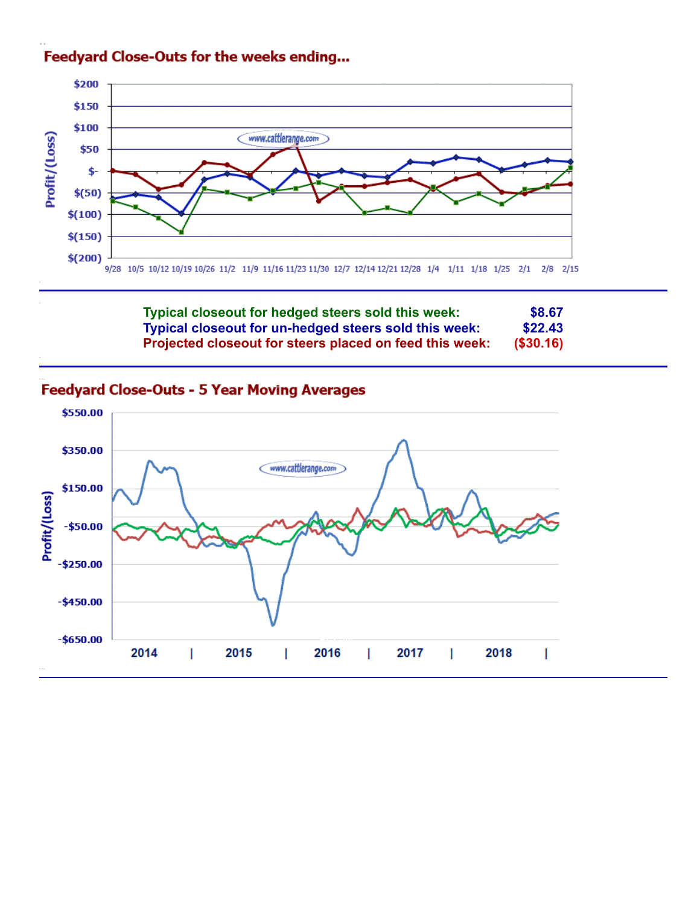## Feedyard Close-Outs for the weeks ending...

Profit/(Loss)

$200
$150
$100
$50
$-
$(50)
$(100)
$(150)
$(200)

www.cattlerange.com

9/28 10/5 10/12 10/19 10/26 11/2 11/9 11/16 11/23 11/30 12/7 12/14 12/21 12/28 1/4 1/11 1/18 1/25 2/1 2/8 2/15

| | |
|---|---|
| Typical closeout for hedged steers sold this week: | $8.67 |
| Typical closeout for un-hedged steers sold this week: | $22.43 |
| Projected closeout for steers placed on feed this week: | ($30.16) |

## Feedyard Close-Outs - 5 Year Moving Averages

Profit/(Loss)

$550.00
$350.00
$150.00
-$50.00
-$250.00
-$450.00
-$650.00

www.cattlerange.com

2014 | 2015 | 2016 | 2017 | 2018 |